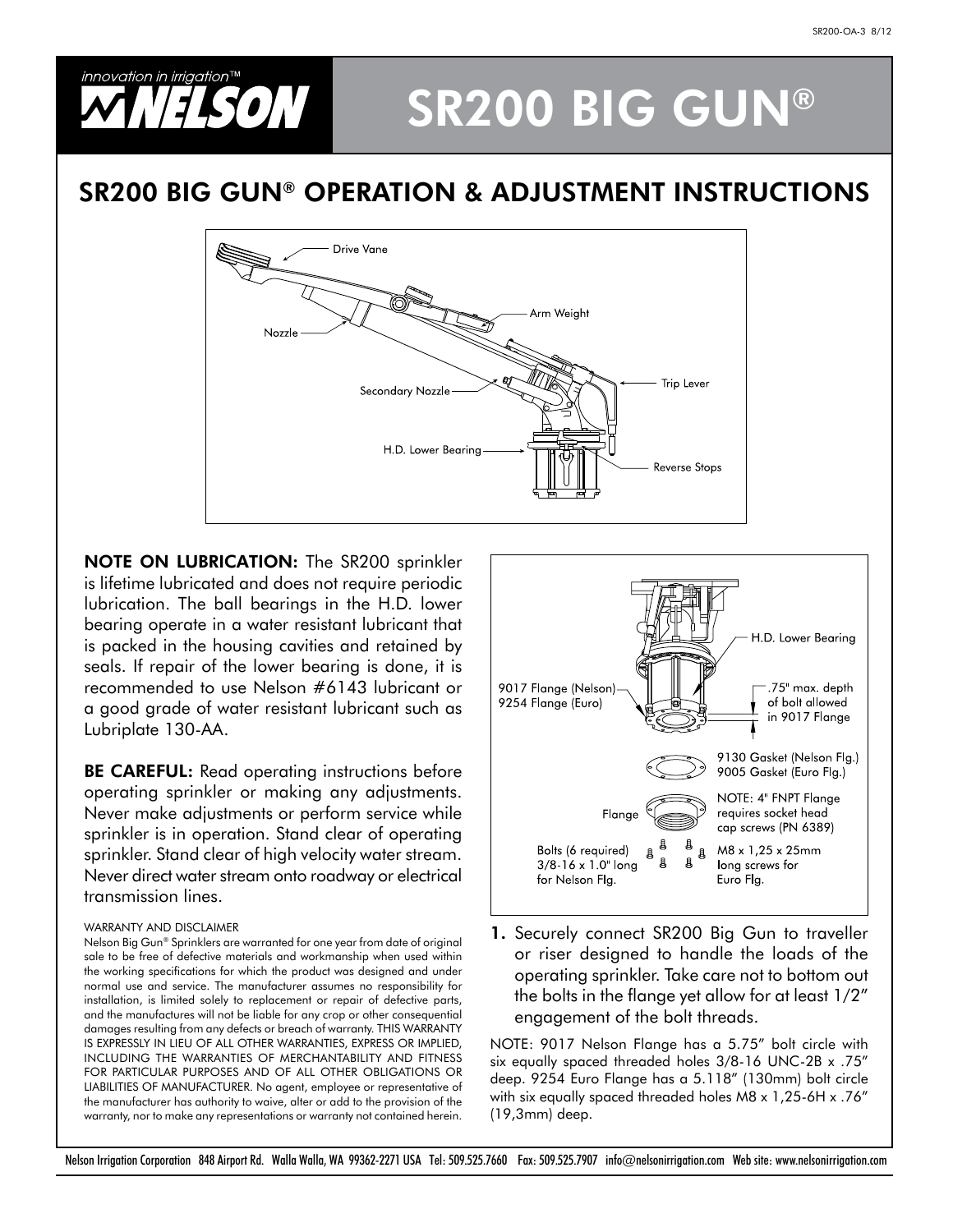# SR200 BIG GUN®

## SR200 BIG GUN® OPERATION & ADJUSTMENT INSTRUCTIONS

Drive Vane

Arm Weight

Nozzle

Secondary Nozzle

Trip Lever

H.D. Lower Bearing

Reverse Stops

**NOTE ON LUBRICATION:** The SR200 sprinkler is lifetime lubricated and does not require periodic lubrication. The ball bearings in the H.D. lower bearing operate in a water resistant lubricant that is packed in the housing cavities and retained by seals. If repair of the lower bearing is done, it is recommended to use Nelson #6143 lubricant or a good grade of water resistant lubricant such as Lubriplate 130-AA.

**BE CAREFUL:** Read operating instructions before operating sprinkler or making any adjustments. Never make adjustments or perform service while sprinkler is in operation. Stand clear of operating sprinkler. Stand clear of high velocity water stream. Never direct water stream onto roadway or electrical transmission lines.

WARRANTY AND DISCLAIMER

Nelson Big Gun® Sprinklers are warranted for one year from date of original sale to be free of defective materials and workmanship when used within the working specifications for which the product was designed and under normal use and service. The manufacturer assumes no responsibility for installation, is limited solely to replacement or repair of defective parts, and the manufactures will not be liable for any crop or other consequential damages resulting from any defects or breach of warranty. THIS WARRANTY IS EXPRESSLY IN LIEU OF ALL OTHER WARRANTIES, EXPRESS OR IMPLIED, INCLUDING THE WARRANTIES OF MERCHANTABILITY AND FITNESS FOR PARTICULAR PURPOSES AND OF ALL OTHER OBLIGATIONS OR LIABILITIES OF MANUFACTURER. No agent, employee or representative of the manufacturer has authority to waive, alter or add to the provision of the warranty, nor to make any representations or warranty not contained herein.

H.D. Lower Bearing

9017 Flange (Nelson)
9254 Flange (Euro)

.75" max. depth of bolt allowed in 9017 Flange

9130 Gasket (Nelson Flg.)
9005 Gasket (Euro Flg.)

Flange

NOTE: 4" FNPT Flange requires socket head cap screws (PN 6389)

Bolts (6 required) 3/8-16 x 1.0" long for Nelson Flg.

M8 x 1,25 x 25mm long screws for Euro Flg.

1. Securely connect SR200 Big Gun to traveller or riser designed to handle the loads of the operating sprinkler. Take care not to bottom out the bolts in the flange yet allow for at least 1/2" engagement of the bolt threads.

NOTE: 9017 Nelson Flange has a 5.75" bolt circle with six equally spaced threaded holes 3/8-16 UNC-2B x .75" deep. 9254 Euro Flange has a 5.118" (130mm) bolt circle with six equally spaced threaded holes M8 x 1,25-6H x .76" (19,3mm) deep.

Nelson Irrigation Corporation 848 Airport Rd. Walla Walla, WA 99362-2271 USA Tel: 509.525.7660 Fax: 509.525.7907 info@nelsonirrigation.com Web site: www.nelsonirrigation.com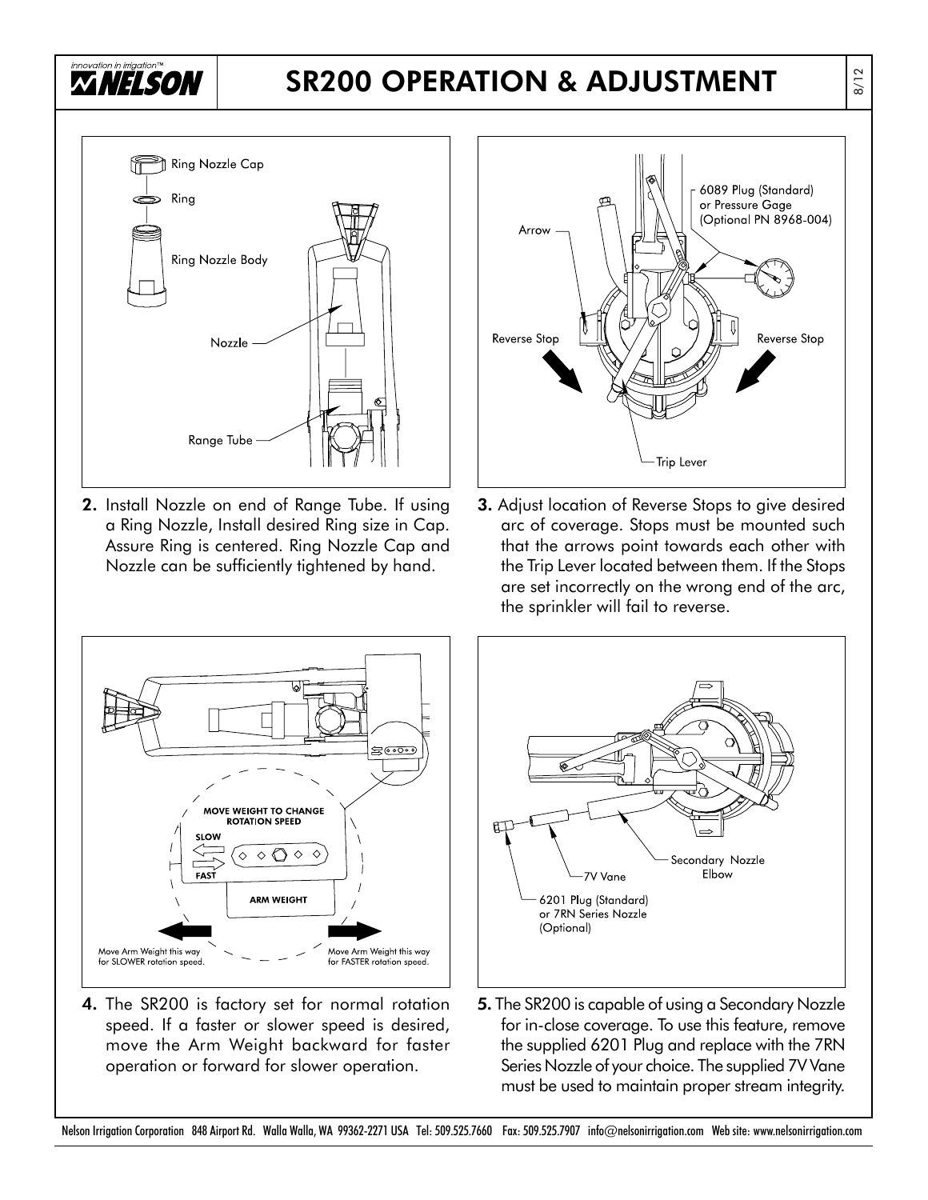# SR200 OPERATION & ADJUSTMENT

Ring Nozzle Cap

Ring

Ring Nozzle Body

Nozzle

Range Tube

**2.** Install Nozzle on end of Range Tube. If using a Ring Nozzle, Install desired Ring size in Cap. Assure Ring is centered. Ring Nozzle Cap and Nozzle can be sufficiently tightened by hand.

Arrow

6089 Plug (Standard) or Pressure Gage (Optional PN 8968-004)

Reverse Stop

Reverse Stop

Trip Lever

**3.** Adjust location of Reverse Stops to give desired arc of coverage. Stops must be mounted such that the arrows point towards each other with the Trip Lever located between them. If the Stops are set incorrectly on the wrong end of the arc, the sprinkler will fail to reverse.

MOVE WEIGHT TO CHANGE ROTATION SPEED

SLOW

FAST

ARM WEIGHT

Move Arm Weight this way for SLOWER rotation speed.

Move Arm Weight this way for FASTER rotation speed.

**4.** The SR200 is factory set for normal rotation speed. If a faster or slower speed is desired, move the Arm Weight backward for faster operation or forward for slower operation.

Secondary Nozzle Elbow

7V Vane

6201 Plug (Standard) or 7RN Series Nozzle (Optional)

**5.** The SR200 is capable of using a Secondary Nozzle for in-close coverage. To use this feature, remove the supplied 6201 Plug and replace with the 7RN Series Nozzle of your choice. The supplied 7V Vane must be used to maintain proper stream integrity.

Nelson Irrigation Corporation 848 Airport Rd. Walla Walla, WA 99362-2271 USA Tel: 509.525.7660 Fax: 509.525.7907 info@nelsonirrigation.com Web site: www.nelsonirrigation.com